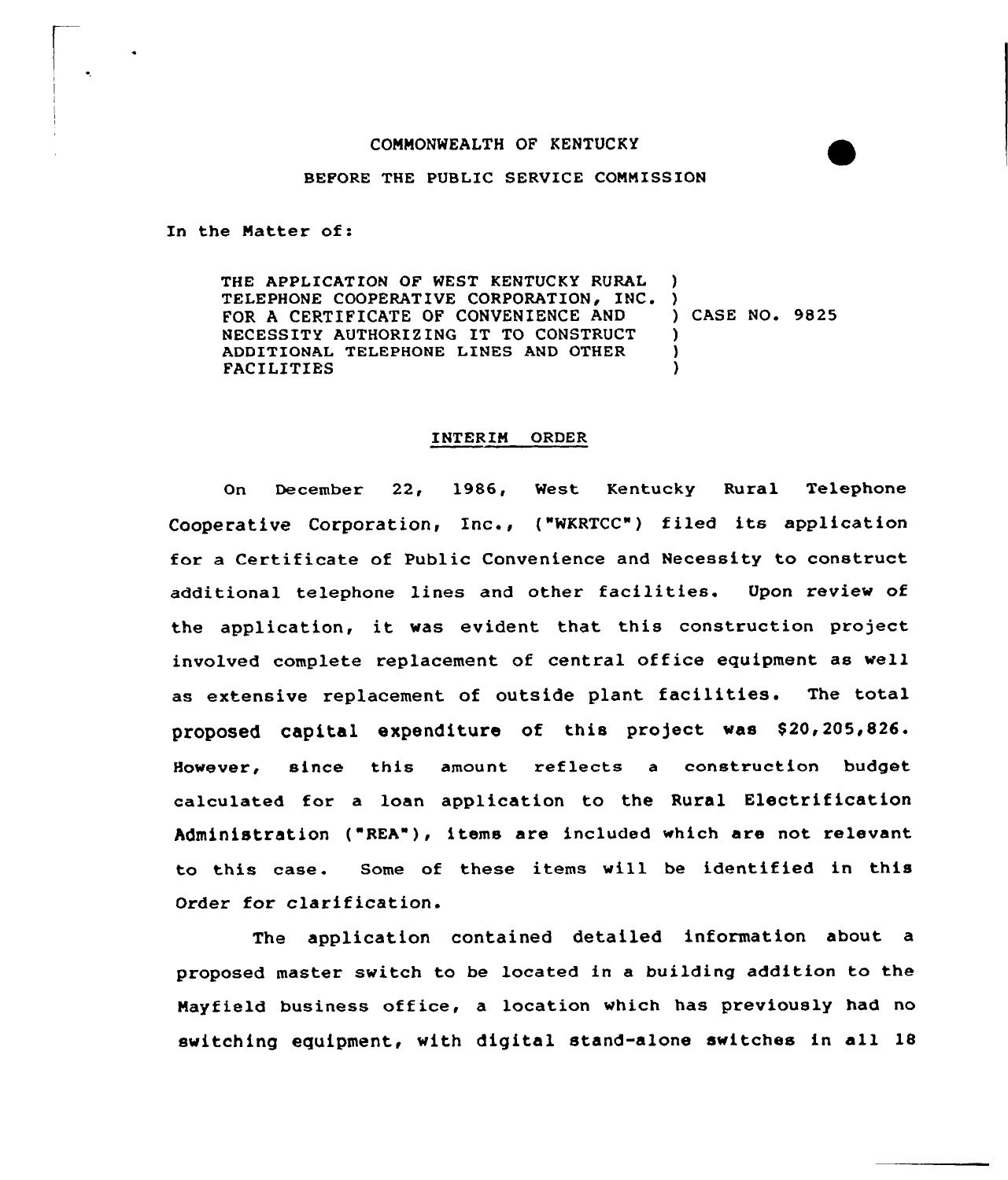COMMONWEALTH OF KENTUCKY

BEFORE THE PUBLIC SERVICE COMMISSION

In the Matter of:

THE APPLICATION OF WEST KENTUCKY RURAL TELEPHONE COOPERATIVE CORPORATION, INC. FOR A CERTIFICATE OF CONVENIENCE AND NECESSITY AUTHORIZING IT TO CONSTRUCT ADDITIONAL TELEPHONE LINES AND OTHER FACILITIES ) CASE NO. 9825

## INTERIM ORDER

On December 22, 1986, West Kentucky Rural Telephone Cooperative Corporation, Inc., ("WKRTCC") filed its application for a Certificate of Public Convenience and Necessity to construct additional telephone lines and other facilities. Upon review of the application, it was evident that this construction project involved complete replacement of central office equipment as well as extensive replacement of outside plant facilities. The total proposed capital expenditure of this project was $20,205,826. However, since this amount reflects a construction budget calculated for a loan application to the Rural Electrification Administration ("REA"), items are included which are not relevant to this case. Some of these items will be identified in this Order for clarification.

The application contained detailed information about a proposed master switch to be located in a building addition to the Mayfield business office, a location which has previously had no switching equipment, with digital stand-alone switches in all 18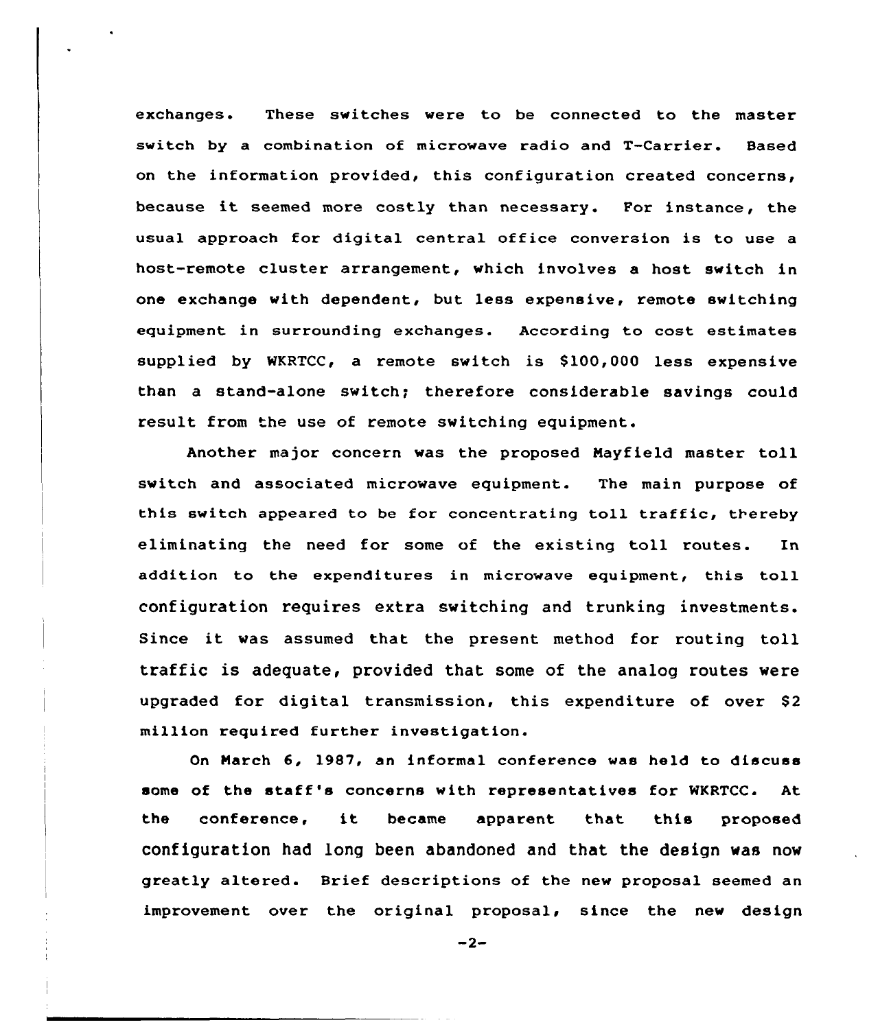exchanges. These switches were to be connected to the master switch by a combination of microwave radio and T-Carrier. Based on the information provided, this configuration created concerns, because it seemed more costly than necessary. For instance, the usual approach for digital central office conversion is to use a host-remote cluster arrangement, which involves a host switch in one exchange with dependent, but less expensive, remote switching equipment in surrounding exchanges. According to cost estimates supplied by WKRTCC, a remote switch is $100,000 less expensive than a stand-alone switch; therefore considerable savings could result from the use of remote switching equipment.

Another major concern was the proposed Mayfield master toll switch and associated microwave equipment. The main purpose of this switch appeared to be for concentrating toll traffic, thereby eliminating the need for some of the existing toll routes. In addition to the expenditures in microwave equipment, this toll configuration requires extra switching and trunking investments. Since it was assumed that the present method for routing toll traffic is adequate, provided that some of the analog routes were upgraded for digital transmission, this expenditure of over $2 million required further investigation.

On March 6, 1987, an informal conference was held to discuss some of the staff's concerns with representatives for WKRTCC. At the conference, it became apparent that this proposed configuration had long been abandoned and that the design was now greatly altered. Brief descriptions of the new proposal seemed an improvement over the original proposal, since the new design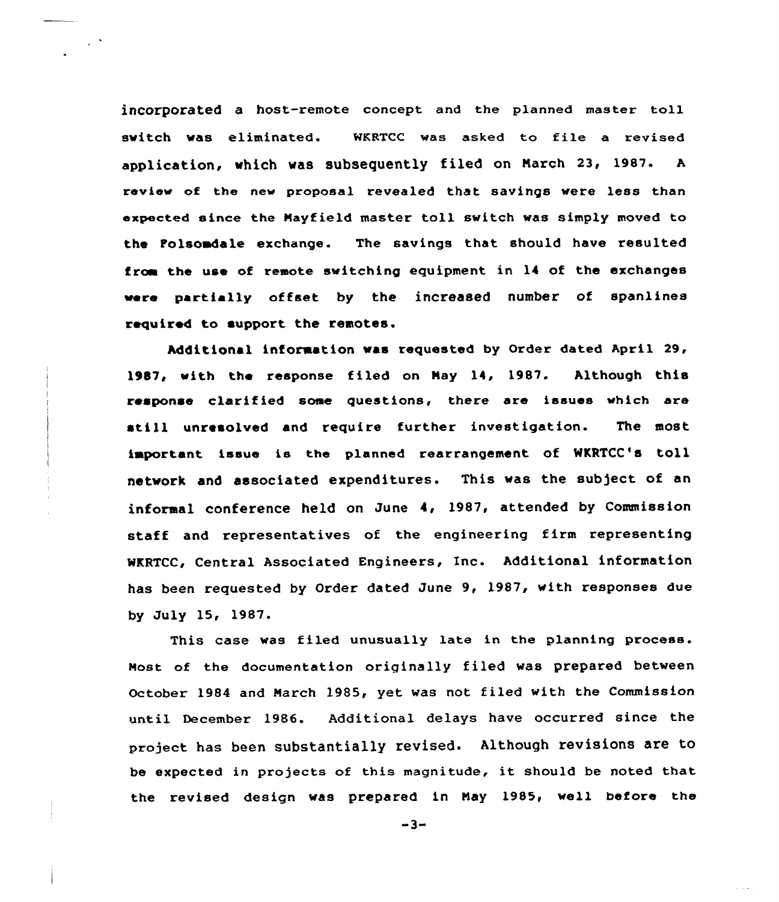incorporated a host-remote concept and the planned master toll switch was eliminated. WKRTCC was asked to file a revised application, which was subsequently filed on March 23, 1987. A review of the new proposal revealed that savings were less than expected since the Mayfield master toll switch was simply moved to the Folsomdale exchange. The savings that should have resulted from the use of remote switching equipment in 14 of the exchanges were partially offset by the increased number of spanlines required to support the remotes.

Additional information was requested by Order dated April 29, 1987, with the response filed on May 14, 1987. Although this response clarified some questions, there are issues which are still unresolved and require further investigation. The most important issue is the planned rearrangement of WKRTCC's toll network and associated expenditures. This was the subject of an informal conference held on June 4, 1987, attended by Commission staff and representatives of the engineering firm representing WKRTCC, Central Associated Engineers, Inc. Additional information has been requested by Order dated June 9, 1987, with responses due by July 15, 1987.

This case was filed unusually late in the planning process. Most of the documentation originally filed was prepared between October 1984 and March 1985, yet was not filed with the Commission until December 1986. Additional delays have occurred since the project has been substantially revised. Although revisions are to be expected in projects of this magnitude, it should be noted that the revised design was prepared in May 1985, well before the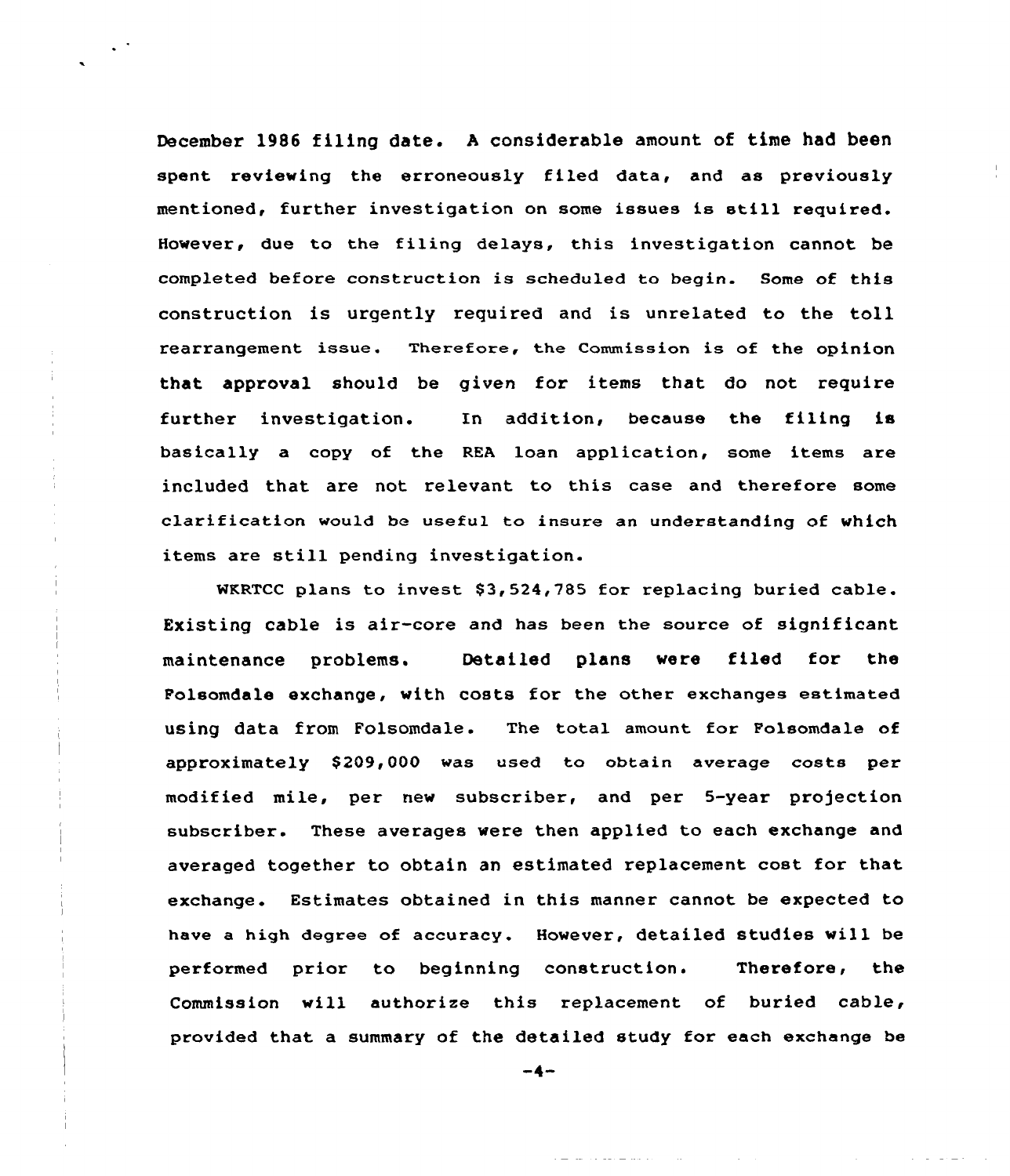December 1986 filing date. A considerable amount of time had been spent reviewing the erroneously filed data, and as previously mentioned, further investigation on some issues is still required. However, due to the filing delays, this investigation cannot be completed before construction is scheduled to begin. Some of this construction is urgently required and is unrelated to the toll rearrangement issue. Therefore, the Commission is of the opinion that approval should be given for items that do not require further investigation. In addition, because the filing is basically a copy of the REA loan application, some items are included that are not relevant to this case and therefore some clarification would be useful to insure an understanding of which items are still pending investigation.

WKRTCC plans to invest $3,524,785 for replacing buried cable. Existing cable is air-core and has been the source of significant maintenance problems. Detailed plans were filed for the Folsomdale exchange, with costs for the other exchanges estimated using data from Folsomdale. The total amount for Folsomdale of approximately $209,000 was used to obtain average costs per modified mile, per new subscriber, and per 5-year projection subscriber. These averages were then applied to each exchange and averaged together to obtain an estimated replacement cost for that exchange. Estimates obtained in this manner cannot be expected to have a high degree of accuracy. However, detailed studies will be performed prior to beginning construction. Therefore, the Commission will authorize this replacement of buried cable, provided that a summary of the detailed study for each exchange be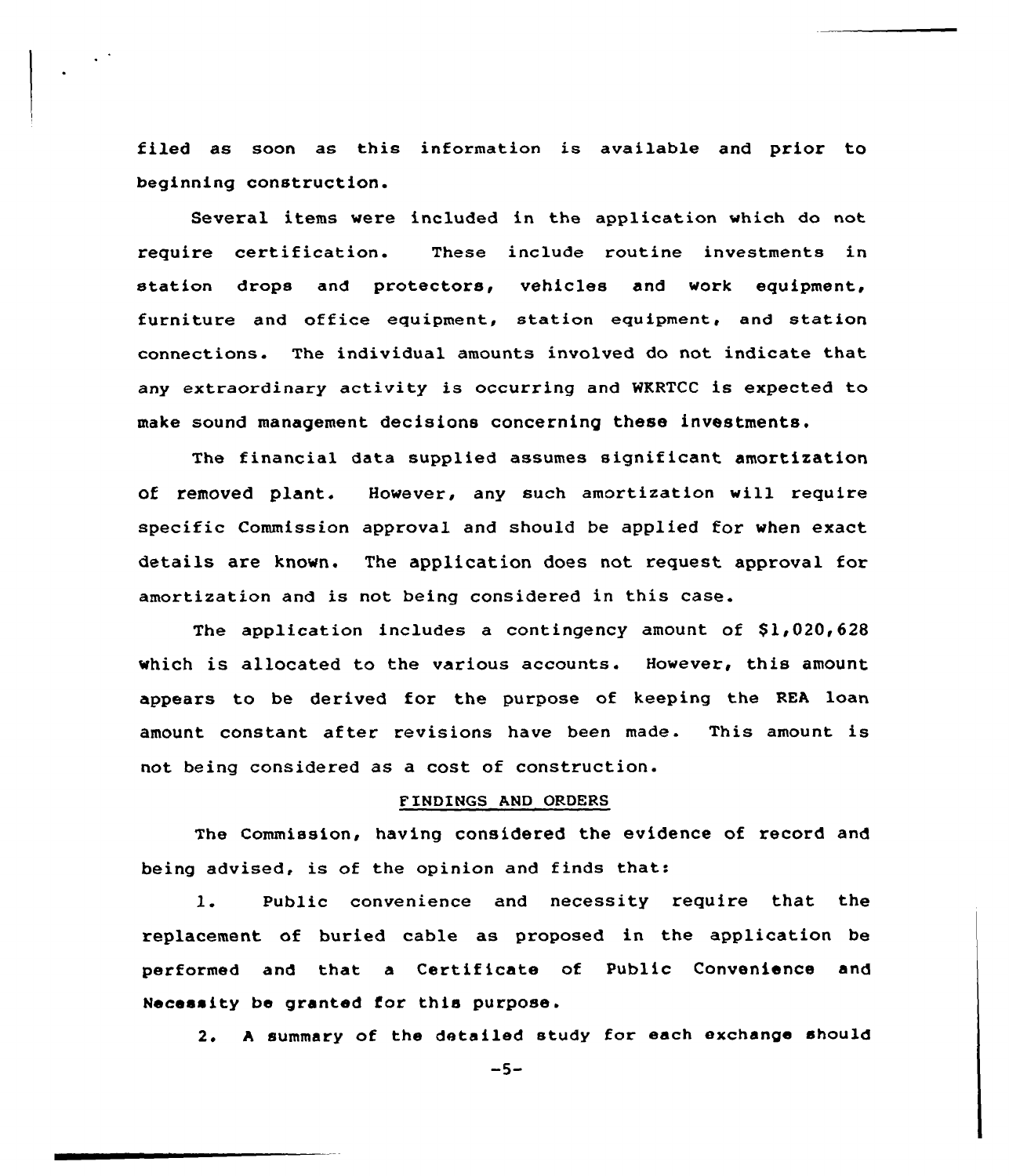filed as soon as this information is available and prior to beginning construction.

Several items were included in the application which do not require certification. These include routine investments in station drops and protectors, vehicles and work equipment, furniture and office equipment, station equipment, and station connections. The individual amounts involved do not indicate that any extraordinary activity is occurring and WKRTCC is expected to make sound management decisions concerning these investments.

The financial data supplied assumes significant amortization of removed plant. However, any such amortization will require specific Commission approval and should be applied for when exact details are known. The application does not request approval for amortization and is not being considered in this case.

The application includes a contingency amount of $1,020,628 which is allocated to the various accounts. However, this amount appears to be derived for the purpose of keeping the REA loan amount constant after revisions have been made. This amount is not being considered as a cost of construction.

## FINDINGS AND ORDERS

The Commission, having considered the evidence of record and being advised, is of the opinion and finds that:

1. Public convenience and necessity require that the replacement of buried cable as proposed in the application be performed and that a Certificate of Public Convenience and Necessity be granted for this purpose.

2. A summary of the detailed study for each exchange should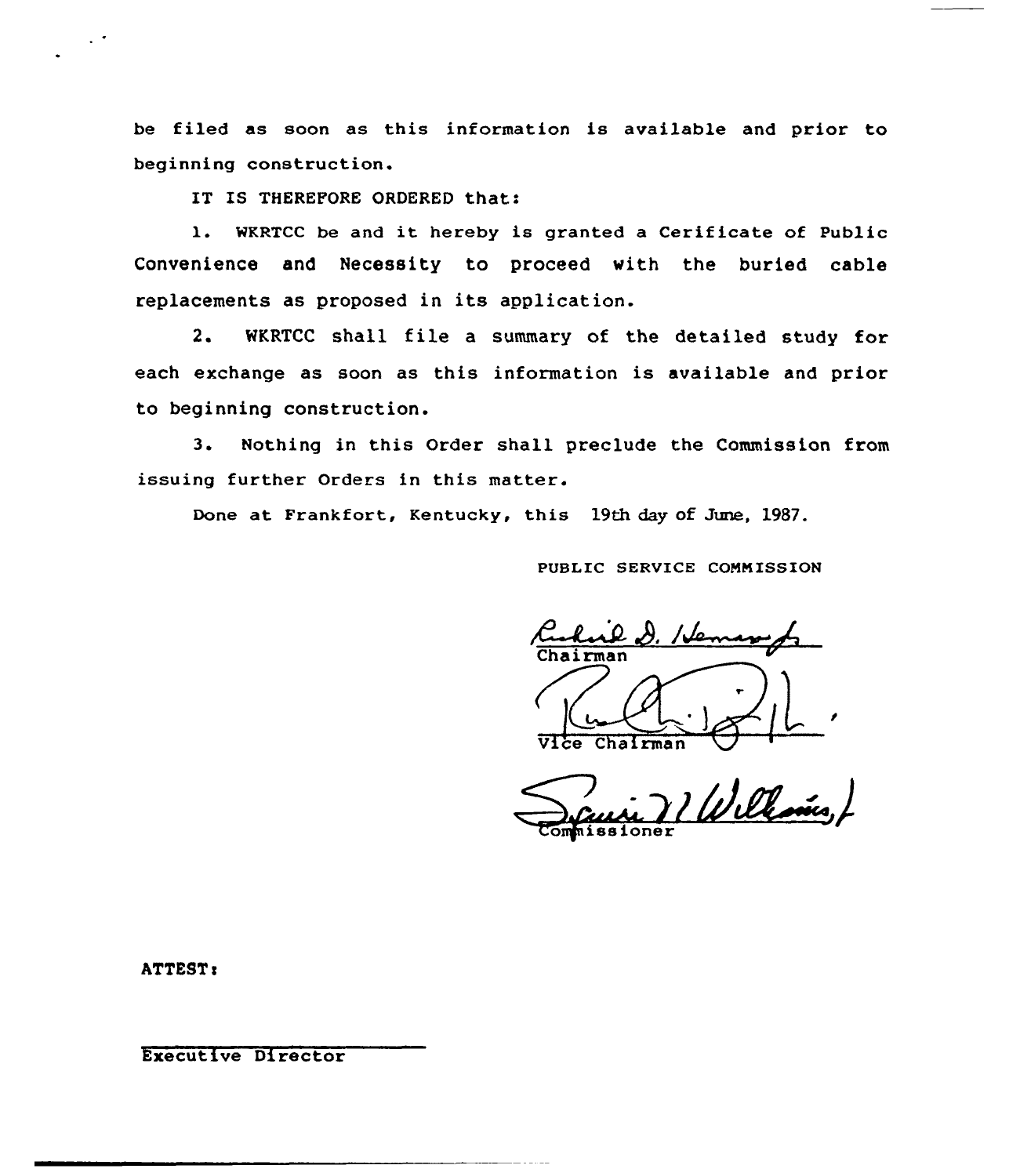be filed as soon as this information is available and prior to beginning construction.

IT IS THEREFORE ORDERED that:

1. WKRTCC be and it hereby is granted a Cerificate of Public Convenience and Necessity to proceed with the buried cable replacements as proposed in its application.

2. WKRTCC shall file a summary of the detailed study for each exchange as soon as this information is available and prior to beginning construction.

3. Nothing in this Order shall preclude the Commission from issuing further Orders in this matter.

Done at Frankfort, Kentucky, this 19th day of June, 1987.

PUBLIC SERVICE COMMISSION

Chairman

Vice Chairman

Commissioner

ATTEST:

Executive Director